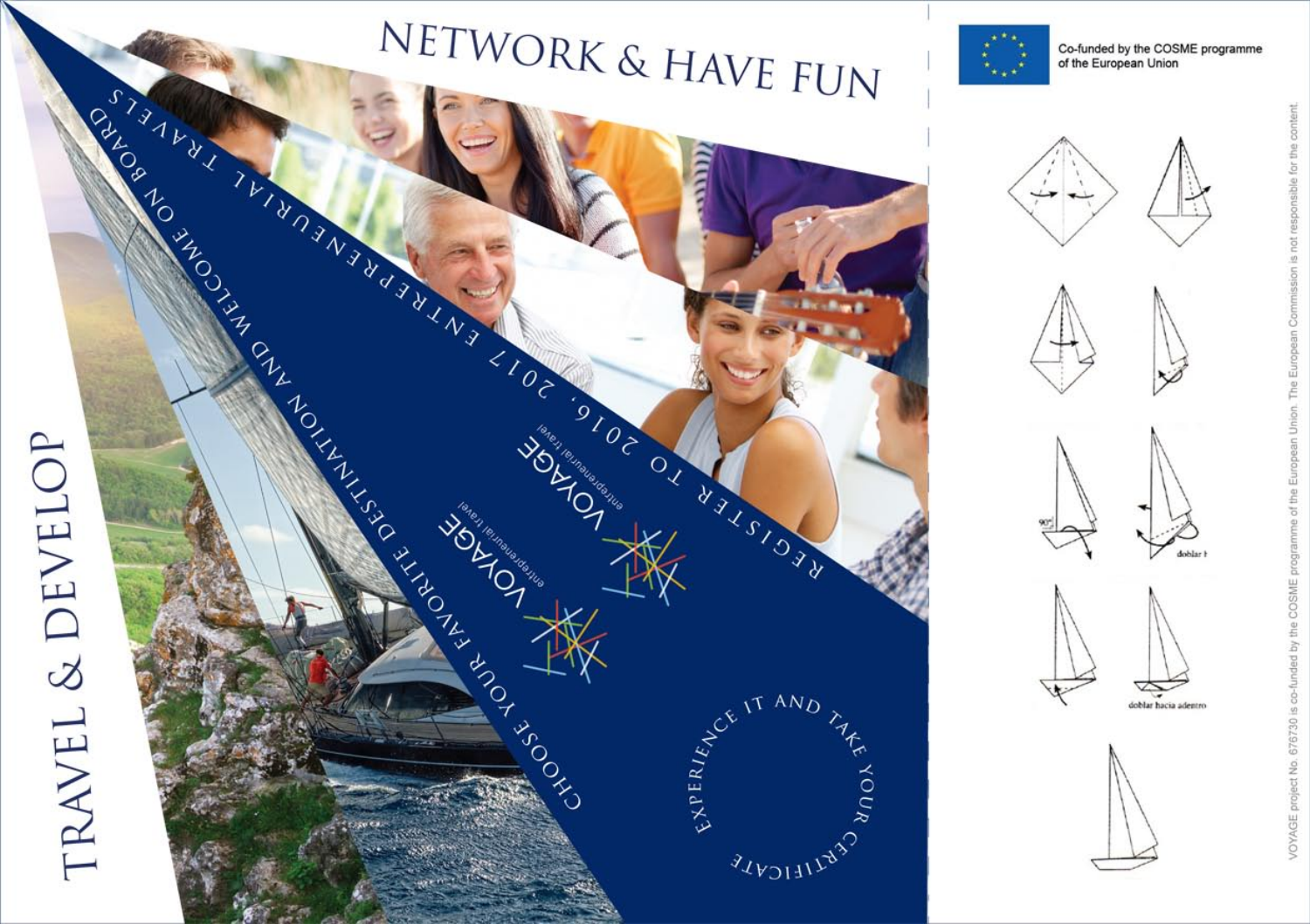# NETWORK & HAVE FUN

REGISTER TO 2016, 2017 ENTREPRENEURIAL TRAVELS

CHOOSE YOUR FAVORITE DESTINATION AND WELCOME ON BOARD

VOYAGE entrepreneurial travel

VOYAGE entrepreneurial travel

EXPERIENCE IT AND TAKE YOUR CERTIFICATE

# TRAVEL & DEVELOP

Co-funded by the COSME programme of the European Union

90°

doblar hacia adentro

VOYAGE project No. 676730 is co-funded by the COSME programme of the European Union. The European Commission is not responsible for the content.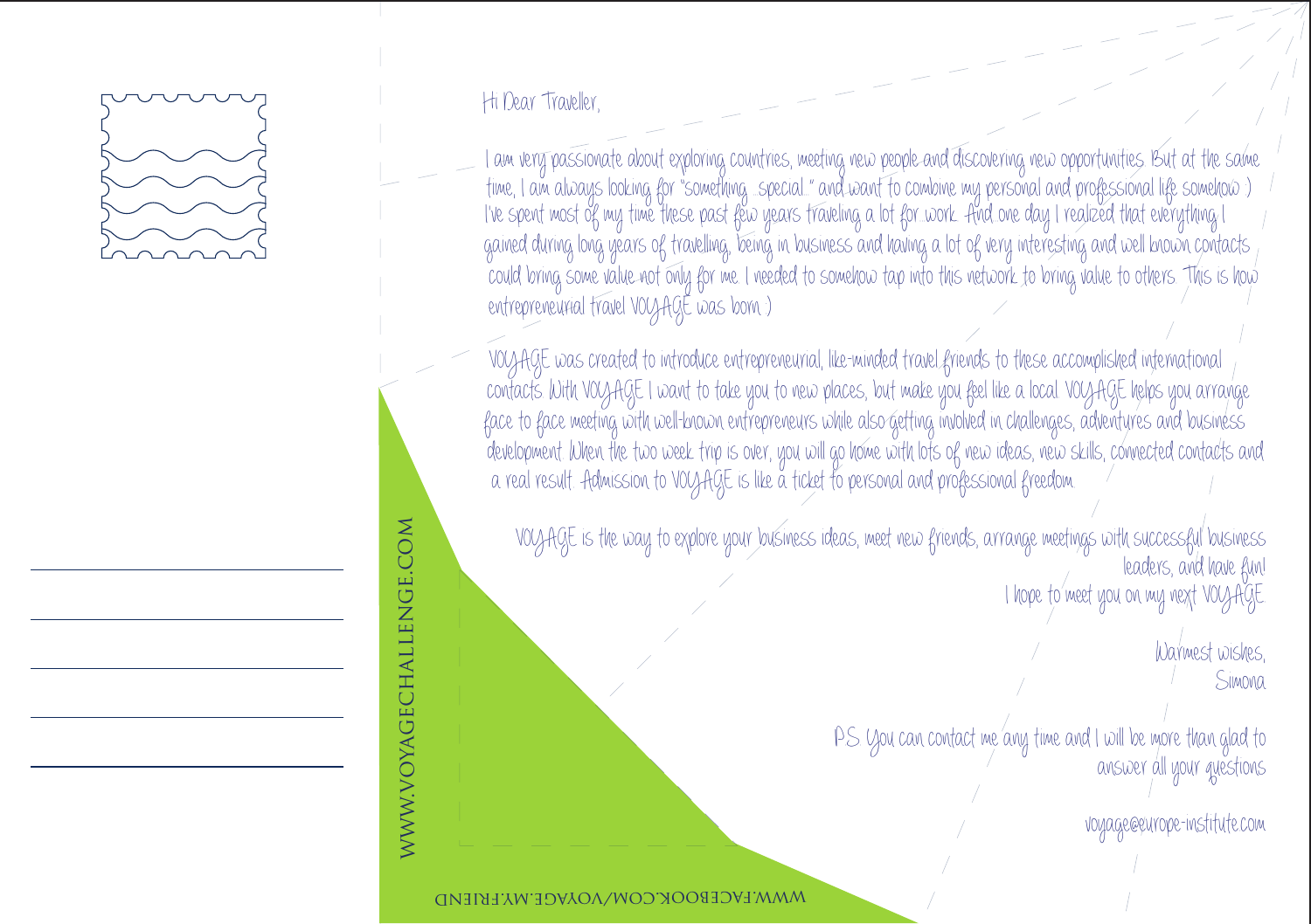Hi Dear Traveller,

I am very passionate about exploring countries, meeting new people and discovering new opportunities. But at the same time, I am always looking for "something... special..." and want to combine my personal and professional life somehow :) I've spent most of my time these past few years traveling a lot for work. And one day I realized that everything I gained during long years of travelling, being in business and having a lot of very interesting and well known contacts could bring some value not only for me. I needed to somehow tap into this network to bring value to others. This is how entrepreneurial travel VOYAGE was born :)

VOYAGE was created to introduce entrepreneurial, like-minded travel friends to these accomplished international contacts. With VOYAGE I want to take you to new places, but make you feel like a local. VOYAGE helps you arrange face to face meeting with well-known entrepreneurs while also getting involved in challenges, adventures and business development. When the two week trip is over, you will go home with lots of new ideas, new skills, connected contacts and a real result. Admission to VOYAGE is like a ticket to personal and professional freedom.

VOYAGE is the way to explore your business ideas, meet new friends, arrange meetings with successful business leaders, and have fun!

I hope to meet you on my next VOYAGE.

Warmest wishes,
Simona

P.S. You can contact me any time and I will be more than glad to answer all your questions

voyage@europe-institute.com

WWW.VOYAGECHALLENGE.COM

WWW.FACEBOOK.COM/VOYAGE.MY.FRIEND